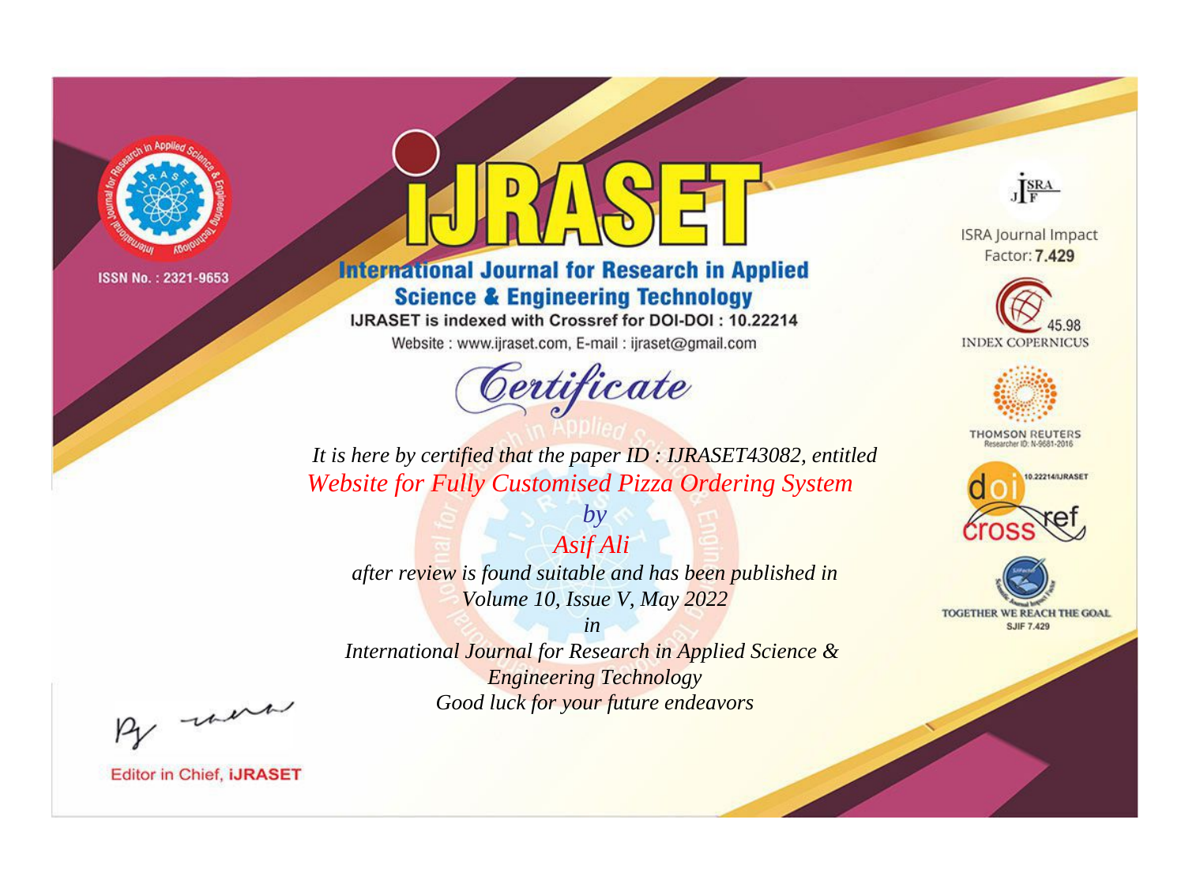ISSN No. : 2321-9653

# iJRASET

## International Journal for Research in Applied Science & Engineering Technology

IJRASET is indexed with Crossref for DOI-DOI : 10.22214

Website : www.ijraset.com, E-mail : ijraset@gmail.com

ISRA Journal Impact Factor: **7.429**

45.98 INDEX COPERNICUS

THOMSON REUTERS Researcher ID: N-9681-2016

10.22214/IJRASET

TOGETHER WE REACH THE GOAL SJIF 7.429

## *Certificate*

*It is here by certified that the paper ID : IJRASET43082, entitled*

*Website for Fully Customised Pizza Ordering System*

*by*

*Asif Ali*

*after review is found suitable and has been published in*

*Volume 10, Issue V, May 2022*

*in*

*International Journal for Research in Applied Science & Engineering Technology*

*Good luck for your future endeavors*

Editor in Chief, **iJRASET**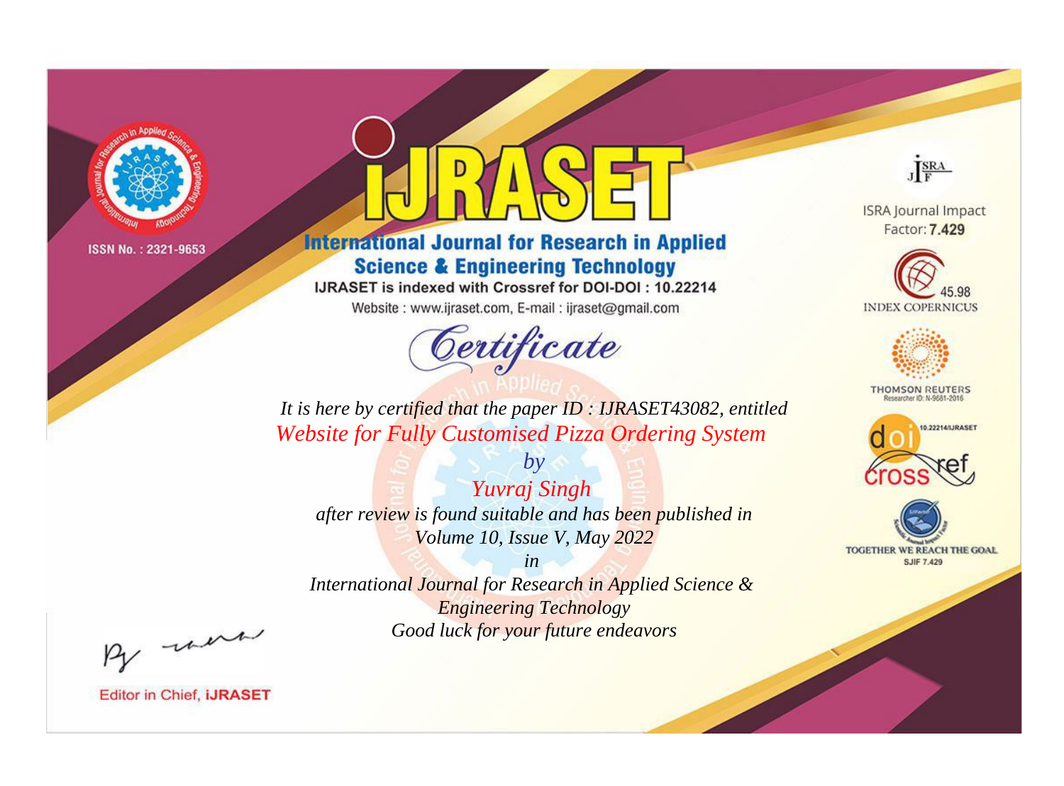ISSN No. : 2321-9653

# iJRASET

## International Journal for Research in Applied Science & Engineering Technology

IJRASET is indexed with Crossref for DOI-DOI : 10.22214

Website : www.ijraset.com, E-mail : ijraset@gmail.com

ISRA Journal Impact Factor: **7.429**

45.98 INDEX COPERNICUS

THOMSON REUTERS Researcher ID: N-9681-2016

10.22214/IJRASET

TOGETHER WE REACH THE GOAL SJIF 7.429

# *Certificate*

*It is here by certified that the paper ID : IJRASET43082, entitled*

*Website for Fully Customised Pizza Ordering System*

*by*

*Yuvraj Singh*

*after review is found suitable and has been published in*

*Volume 10, Issue V, May 2022*

*in*

*International Journal for Research in Applied Science & Engineering Technology*

*Good luck for your future endeavors*

Editor in Chief, **iJRASET**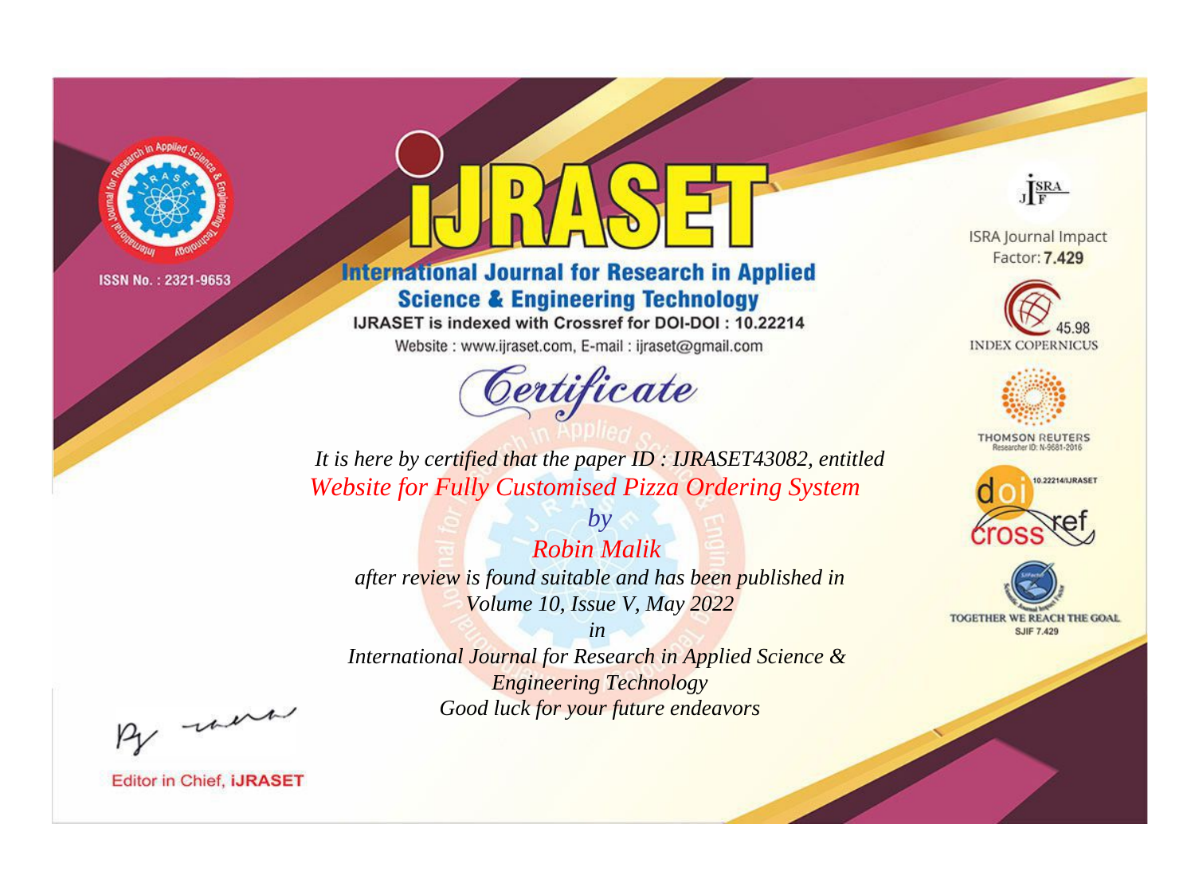ISSN No. : 2321-9653

# iJRASET

**International Journal for Research in Applied Science & Engineering Technology**

IJRASET is indexed with Crossref for DOI-DOI : 10.22214

Website : www.ijraset.com, E-mail : ijraset@gmail.com

## Certificate

*It is here by certified that the paper ID : IJRASET43082, entitled*

*Website for Fully Customised Pizza Ordering System*

*by*

*Robin Malik*

*after review is found suitable and has been published in*

*Volume 10, Issue V, May 2022*

*in*

*International Journal for Research in Applied Science & Engineering Technology*

*Good luck for your future endeavors*

ISRA Journal Impact Factor: **7.429**

45.98 INDEX COPERNICUS

THOMSON REUTERS Researcher ID: N-9681-2016

10.22214/IJRASET

TOGETHER WE REACH THE GOAL SJIF 7.429

Editor in Chief, **iJRASET**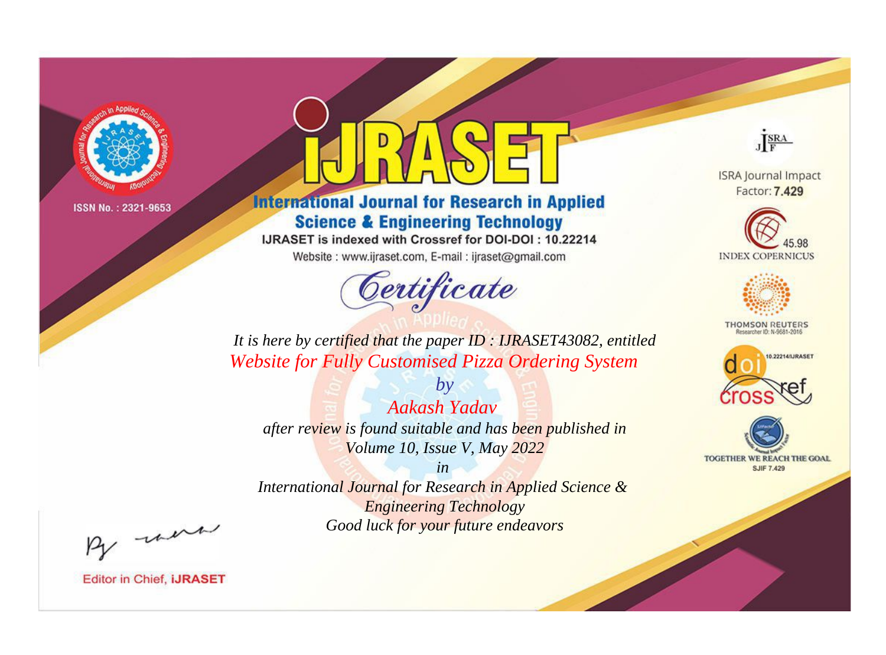ISSN No. : 2321-9653

# IJRASET

## International Journal for Research in Applied Science & Engineering Technology

IJRASET is indexed with Crossref for DOI-DOI : 10.22214

Website : www.ijraset.com, E-mail : ijraset@gmail.com

*Certificate*

*It is here by certified that the paper ID : IJRASET43082, entitled*

*Website for Fully Customised Pizza Ordering System*

*by*

*Aakash Yadav*

*after review is found suitable and has been published in*

*Volume 10, Issue V, May 2022*

*in*

*International Journal for Research in Applied Science & Engineering Technology*

*Good luck for your future endeavors*

ISRA Journal Impact Factor: **7.429**

45.98 INDEX COPERNICUS

THOMSON REUTERS Researcher ID: N-9681-2016

10.22214/IJRASET

TOGETHER WE REACH THE GOAL SJIF 7.429

Editor in Chief, **iJRASET**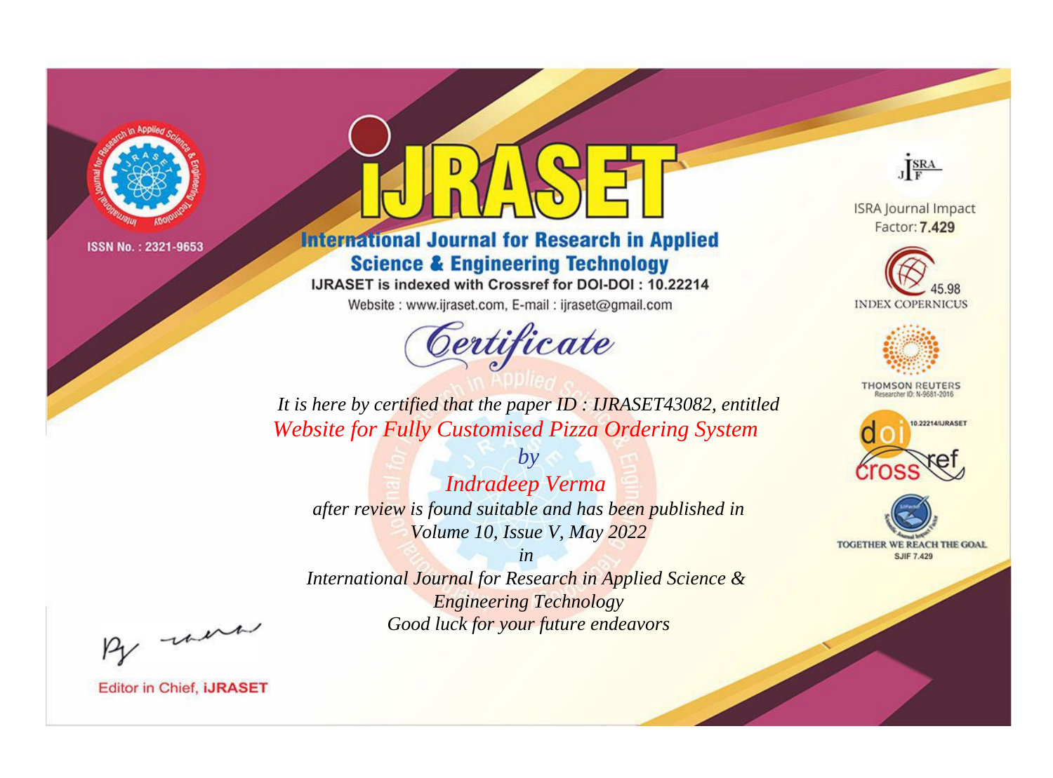ISSN No. : 2321-9653

# iJRASET

## International Journal for Research in Applied Science & Engineering Technology

IJRASET is indexed with Crossref for DOI-DOI : 10.22214

Website : www.ijraset.com, E-mail : ijraset@gmail.com

ISRA Journal Impact Factor: **7.429**

45.98 INDEX COPERNICUS

THOMSON REUTERS Researcher ID: N-9681-2016

10.22214/IJRASET

TOGETHER WE REACH THE GOAL SJIF 7.429

## *Certificate*

*It is here by certified that the paper ID : IJRASET43082, entitled*

*Website for Fully Customised Pizza Ordering System*

*by*

*Indradeep Verma*

*after review is found suitable and has been published in*

*Volume 10, Issue V, May 2022*

*in*

*International Journal for Research in Applied Science & Engineering Technology*

*Good luck for your future endeavors*

Editor in Chief, **iJRASET**